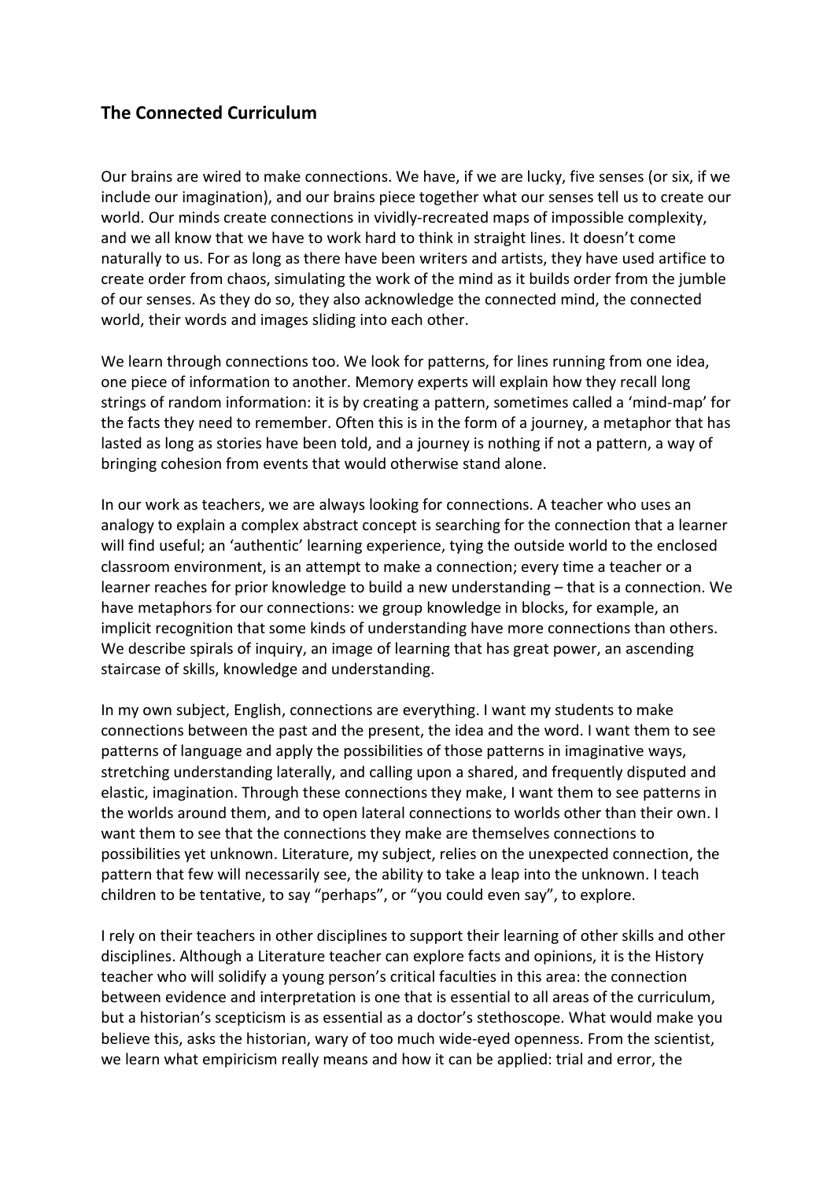## The Connected Curriculum

Our brains are wired to make connections. We have, if we are lucky, five senses (or six, if we include our imagination), and our brains piece together what our senses tell us to create our world. Our minds create connections in vividly-recreated maps of impossible complexity, and we all know that we have to work hard to think in straight lines. It doesn't come naturally to us. For as long as there have been writers and artists, they have used artifice to create order from chaos, simulating the work of the mind as it builds order from the jumble of our senses. As they do so, they also acknowledge the connected mind, the connected world, their words and images sliding into each other.

We learn through connections too. We look for patterns, for lines running from one idea, one piece of information to another. Memory experts will explain how they recall long strings of random information: it is by creating a pattern, sometimes called a 'mind-map' for the facts they need to remember. Often this is in the form of a journey, a metaphor that has lasted as long as stories have been told, and a journey is nothing if not a pattern, a way of bringing cohesion from events that would otherwise stand alone.

In our work as teachers, we are always looking for connections. A teacher who uses an analogy to explain a complex abstract concept is searching for the connection that a learner will find useful; an 'authentic' learning experience, tying the outside world to the enclosed classroom environment, is an attempt to make a connection; every time a teacher or a learner reaches for prior knowledge to build a new understanding – that is a connection. We have metaphors for our connections: we group knowledge in blocks, for example, an implicit recognition that some kinds of understanding have more connections than others. We describe spirals of inquiry, an image of learning that has great power, an ascending staircase of skills, knowledge and understanding.

In my own subject, English, connections are everything. I want my students to make connections between the past and the present, the idea and the word. I want them to see patterns of language and apply the possibilities of those patterns in imaginative ways, stretching understanding laterally, and calling upon a shared, and frequently disputed and elastic, imagination. Through these connections they make, I want them to see patterns in the worlds around them, and to open lateral connections to worlds other than their own. I want them to see that the connections they make are themselves connections to possibilities yet unknown. Literature, my subject, relies on the unexpected connection, the pattern that few will necessarily see, the ability to take a leap into the unknown. I teach children to be tentative, to say "perhaps", or "you could even say", to explore.

I rely on their teachers in other disciplines to support their learning of other skills and other disciplines. Although a Literature teacher can explore facts and opinions, it is the History teacher who will solidify a young person's critical faculties in this area: the connection between evidence and interpretation is one that is essential to all areas of the curriculum, but a historian's scepticism is as essential as a doctor's stethoscope. What would make you believe this, asks the historian, wary of too much wide-eyed openness. From the scientist, we learn what empiricism really means and how it can be applied: trial and error, the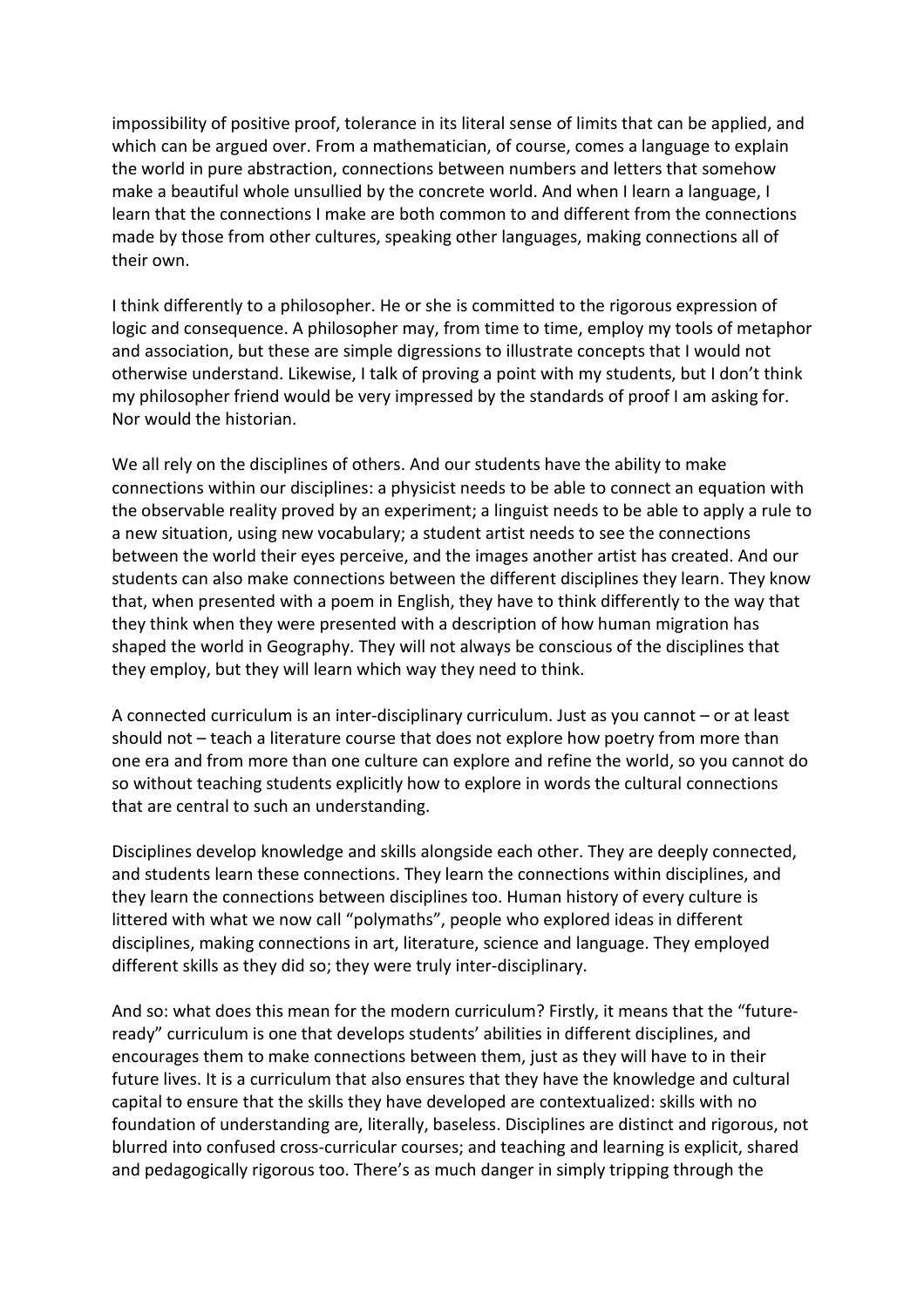impossibility of positive proof, tolerance in its literal sense of limits that can be applied, and which can be argued over. From a mathematician, of course, comes a language to explain the world in pure abstraction, connections between numbers and letters that somehow make a beautiful whole unsullied by the concrete world. And when I learn a language, I learn that the connections I make are both common to and different from the connections made by those from other cultures, speaking other languages, making connections all of their own.

I think differently to a philosopher. He or she is committed to the rigorous expression of logic and consequence. A philosopher may, from time to time, employ my tools of metaphor and association, but these are simple digressions to illustrate concepts that I would not otherwise understand. Likewise, I talk of proving a point with my students, but I don't think my philosopher friend would be very impressed by the standards of proof I am asking for. Nor would the historian.

We all rely on the disciplines of others. And our students have the ability to make connections within our disciplines: a physicist needs to be able to connect an equation with the observable reality proved by an experiment; a linguist needs to be able to apply a rule to a new situation, using new vocabulary; a student artist needs to see the connections between the world their eyes perceive, and the images another artist has created. And our students can also make connections between the different disciplines they learn. They know that, when presented with a poem in English, they have to think differently to the way that they think when they were presented with a description of how human migration has shaped the world in Geography. They will not always be conscious of the disciplines that they employ, but they will learn which way they need to think.

A connected curriculum is an inter-disciplinary curriculum. Just as you cannot – or at least should not – teach a literature course that does not explore how poetry from more than one era and from more than one culture can explore and refine the world, so you cannot do so without teaching students explicitly how to explore in words the cultural connections that are central to such an understanding.

Disciplines develop knowledge and skills alongside each other. They are deeply connected, and students learn these connections. They learn the connections within disciplines, and they learn the connections between disciplines too. Human history of every culture is littered with what we now call "polymaths", people who explored ideas in different disciplines, making connections in art, literature, science and language. They employed different skills as they did so; they were truly inter-disciplinary.

And so: what does this mean for the modern curriculum? Firstly, it means that the "future-ready" curriculum is one that develops students' abilities in different disciplines, and encourages them to make connections between them, just as they will have to in their future lives. It is a curriculum that also ensures that they have the knowledge and cultural capital to ensure that the skills they have developed are contextualized: skills with no foundation of understanding are, literally, baseless. Disciplines are distinct and rigorous, not blurred into confused cross-curricular courses; and teaching and learning is explicit, shared and pedagogically rigorous too. There's as much danger in simply tripping through the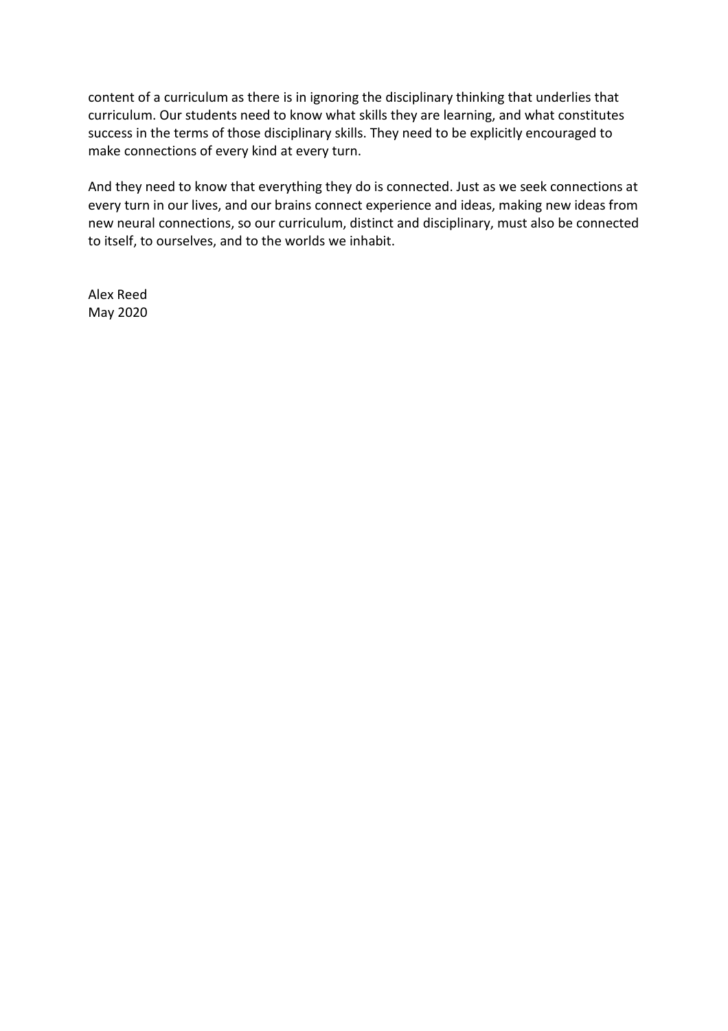content of a curriculum as there is in ignoring the disciplinary thinking that underlies that curriculum. Our students need to know what skills they are learning, and what constitutes success in the terms of those disciplinary skills. They need to be explicitly encouraged to make connections of every kind at every turn.

And they need to know that everything they do is connected. Just as we seek connections at every turn in our lives, and our brains connect experience and ideas, making new ideas from new neural connections, so our curriculum, distinct and disciplinary, must also be connected to itself, to ourselves, and to the worlds we inhabit.

Alex Reed
May 2020